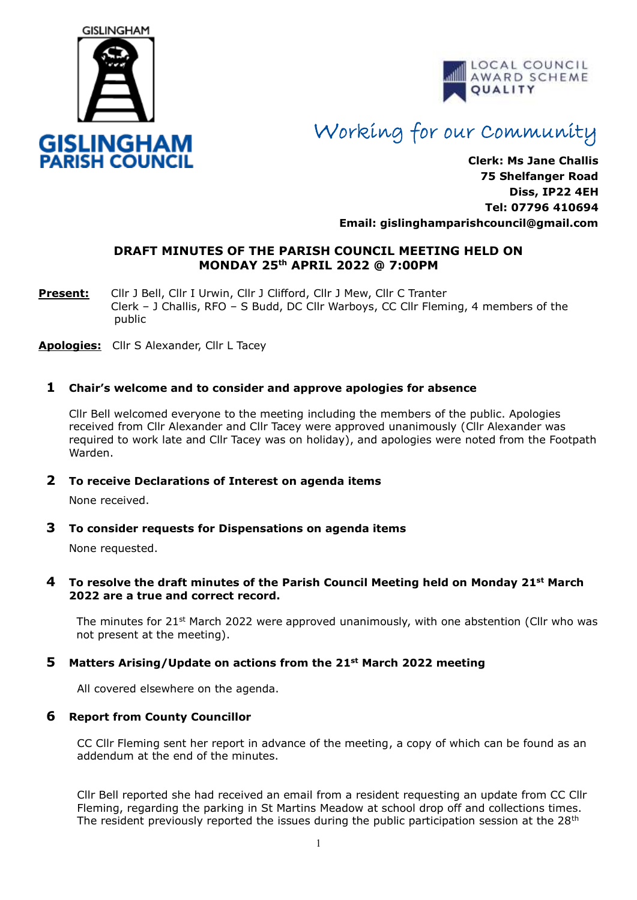GISLINGHAM

**GISLINGHAM PARISH COUNCIL**

LOCAL COUNCIL AWARD SCHEME QUALITY

Working for our Community

**Clerk: Ms Jane Challis**
**75 Shelfanger Road**
**Diss, IP22 4EH**
**Tel: 07796 410694**
**Email: gislinghamparishcouncil@gmail.com**

# DRAFT MINUTES OF THE PARISH COUNCIL MEETING HELD ON MONDAY 25th APRIL 2022 @ 7:00PM

**Present:** Cllr J Bell, Cllr I Urwin, Cllr J Clifford, Cllr J Mew, Cllr C Tranter
Clerk – J Challis, RFO – S Budd, DC Cllr Warboys, CC Cllr Fleming, 4 members of the public

**Apologies:** Cllr S Alexander, Cllr L Tacey

## 1 Chair's welcome and to consider and approve apologies for absence

Cllr Bell welcomed everyone to the meeting including the members of the public. Apologies received from Cllr Alexander and Cllr Tacey were approved unanimously (Cllr Alexander was required to work late and Cllr Tacey was on holiday), and apologies were noted from the Footpath Warden.

## 2 To receive Declarations of Interest on agenda items

None received.

## 3 To consider requests for Dispensations on agenda items

None requested.

## 4 To resolve the draft minutes of the Parish Council Meeting held on Monday 21st March 2022 are a true and correct record.

The minutes for 21st March 2022 were approved unanimously, with one abstention (Cllr who was not present at the meeting).

## 5 Matters Arising/Update on actions from the 21st March 2022 meeting

All covered elsewhere on the agenda.

## 6 Report from County Councillor

CC Cllr Fleming sent her report in advance of the meeting, a copy of which can be found as an addendum at the end of the minutes.

Cllr Bell reported she had received an email from a resident requesting an update from CC Cllr Fleming, regarding the parking in St Martins Meadow at school drop off and collections times. The resident previously reported the issues during the public participation session at the 28th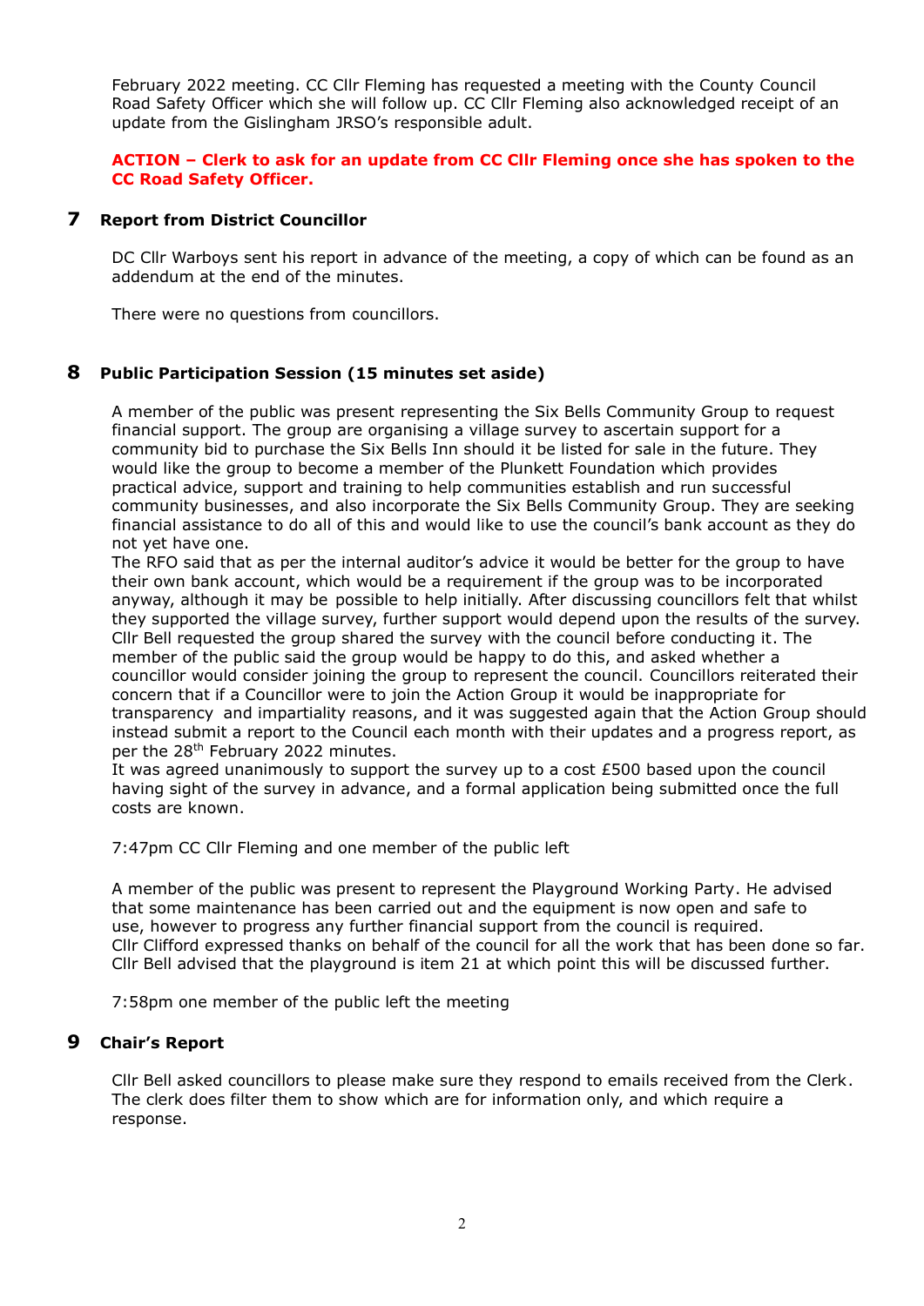February 2022 meeting. CC Cllr Fleming has requested a meeting with the County Council Road Safety Officer which she will follow up. CC Cllr Fleming also acknowledged receipt of an update from the Gislingham JRSO's responsible adult.

**ACTION – Clerk to ask for an update from CC Cllr Fleming once she has spoken to the CC Road Safety Officer.**

## 7 Report from District Councillor

DC Cllr Warboys sent his report in advance of the meeting, a copy of which can be found as an addendum at the end of the minutes.

There were no questions from councillors.

## 8 Public Participation Session (15 minutes set aside)

A member of the public was present representing the Six Bells Community Group to request financial support. The group are organising a village survey to ascertain support for a community bid to purchase the Six Bells Inn should it be listed for sale in the future. They would like the group to become a member of the Plunkett Foundation which provides practical advice, support and training to help communities establish and run successful community businesses, and also incorporate the Six Bells Community Group. They are seeking financial assistance to do all of this and would like to use the council's bank account as they do not yet have one.
The RFO said that as per the internal auditor's advice it would be better for the group to have their own bank account, which would be a requirement if the group was to be incorporated anyway, although it may be possible to help initially. After discussing councillors felt that whilst they supported the village survey, further support would depend upon the results of the survey. Cllr Bell requested the group shared the survey with the council before conducting it. The member of the public said the group would be happy to do this, and asked whether a councillor would consider joining the group to represent the council. Councillors reiterated their concern that if a Councillor were to join the Action Group it would be inappropriate for transparency and impartiality reasons, and it was suggested again that the Action Group should instead submit a report to the Council each month with their updates and a progress report, as per the 28th February 2022 minutes.
It was agreed unanimously to support the survey up to a cost £500 based upon the council having sight of the survey in advance, and a formal application being submitted once the full costs are known.

7:47pm CC Cllr Fleming and one member of the public left

A member of the public was present to represent the Playground Working Party. He advised that some maintenance has been carried out and the equipment is now open and safe to use, however to progress any further financial support from the council is required.
Cllr Clifford expressed thanks on behalf of the council for all the work that has been done so far. Cllr Bell advised that the playground is item 21 at which point this will be discussed further.

7:58pm one member of the public left the meeting

## 9 Chair's Report

Cllr Bell asked councillors to please make sure they respond to emails received from the Clerk. The clerk does filter them to show which are for information only, and which require a response.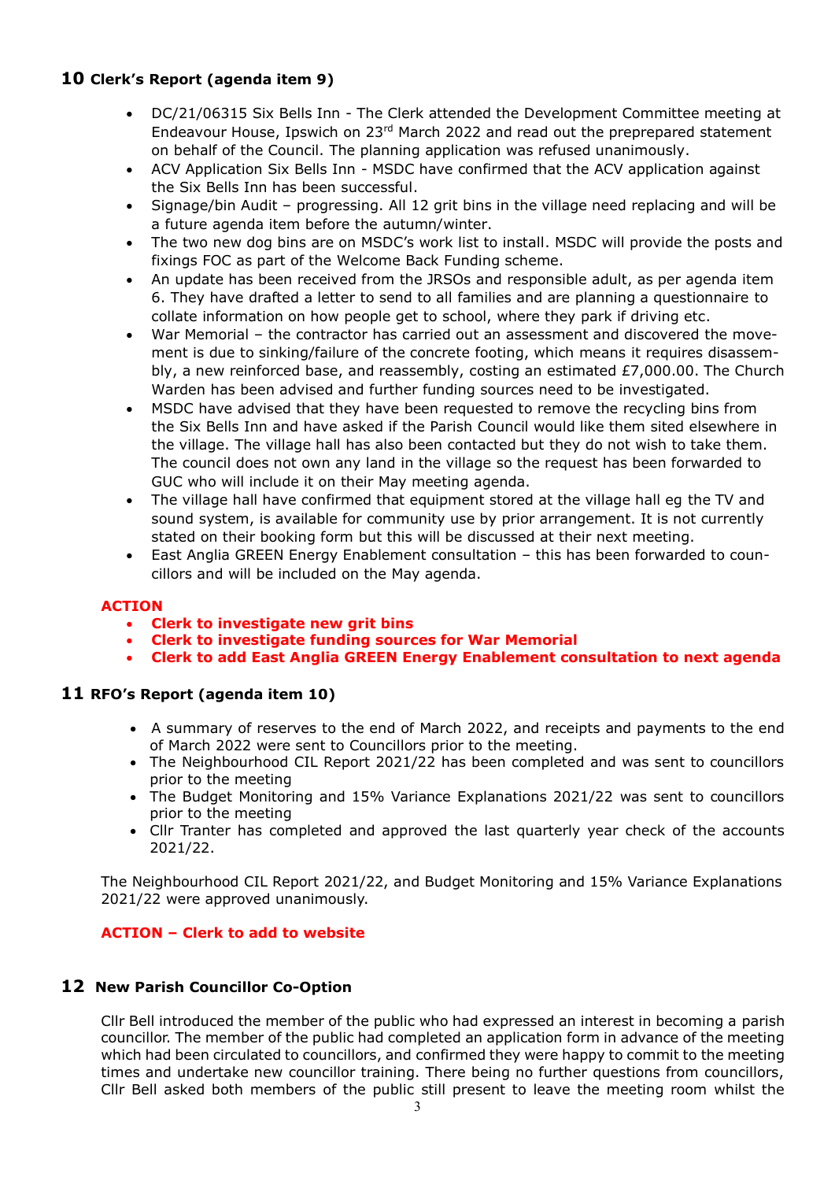## 10 Clerk's Report (agenda item 9)

- DC/21/06315 Six Bells Inn - The Clerk attended the Development Committee meeting at Endeavour House, Ipswich on 23rd March 2022 and read out the preprepared statement on behalf of the Council. The planning application was refused unanimously.
- ACV Application Six Bells Inn - MSDC have confirmed that the ACV application against the Six Bells Inn has been successful.
- Signage/bin Audit – progressing. All 12 grit bins in the village need replacing and will be a future agenda item before the autumn/winter.
- The two new dog bins are on MSDC's work list to install. MSDC will provide the posts and fixings FOC as part of the Welcome Back Funding scheme.
- An update has been received from the JRSOs and responsible adult, as per agenda item 6. They have drafted a letter to send to all families and are planning a questionnaire to collate information on how people get to school, where they park if driving etc.
- War Memorial – the contractor has carried out an assessment and discovered the movement is due to sinking/failure of the concrete footing, which means it requires disassembly, a new reinforced base, and reassembly, costing an estimated £7,000.00. The Church Warden has been advised and further funding sources need to be investigated.
- MSDC have advised that they have been requested to remove the recycling bins from the Six Bells Inn and have asked if the Parish Council would like them sited elsewhere in the village. The village hall has also been contacted but they do not wish to take them. The council does not own any land in the village so the request has been forwarded to GUC who will include it on their May meeting agenda.
- The village hall have confirmed that equipment stored at the village hall eg the TV and sound system, is available for community use by prior arrangement. It is not currently stated on their booking form but this will be discussed at their next meeting.
- East Anglia GREEN Energy Enablement consultation – this has been forwarded to councillors and will be included on the May agenda.

**ACTION**

- **Clerk to investigate new grit bins**
- **Clerk to investigate funding sources for War Memorial**
- **Clerk to add East Anglia GREEN Energy Enablement consultation to next agenda**

## 11 RFO's Report (agenda item 10)

- A summary of reserves to the end of March 2022, and receipts and payments to the end of March 2022 were sent to Councillors prior to the meeting.
- The Neighbourhood CIL Report 2021/22 has been completed and was sent to councillors prior to the meeting
- The Budget Monitoring and 15% Variance Explanations 2021/22 was sent to councillors prior to the meeting
- Cllr Tranter has completed and approved the last quarterly year check of the accounts 2021/22.

The Neighbourhood CIL Report 2021/22, and Budget Monitoring and 15% Variance Explanations 2021/22 were approved unanimously.

**ACTION – Clerk to add to website**

## 12 New Parish Councillor Co-Option

Cllr Bell introduced the member of the public who had expressed an interest in becoming a parish councillor. The member of the public had completed an application form in advance of the meeting which had been circulated to councillors, and confirmed they were happy to commit to the meeting times and undertake new councillor training. There being no further questions from councillors, Cllr Bell asked both members of the public still present to leave the meeting room whilst the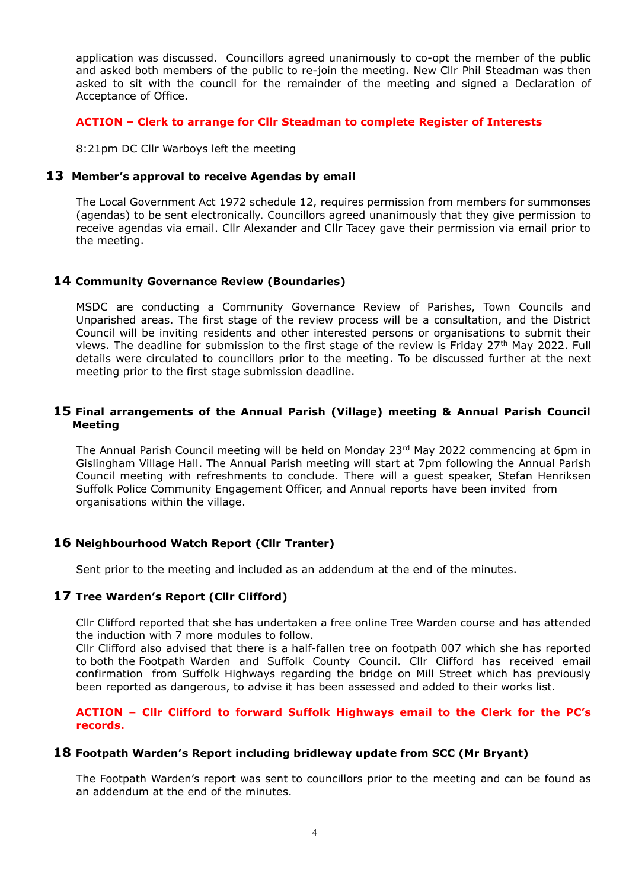application was discussed. Councillors agreed unanimously to co-opt the member of the public and asked both members of the public to re-join the meeting. New Cllr Phil Steadman was then asked to sit with the council for the remainder of the meeting and signed a Declaration of Acceptance of Office.

**ACTION – Clerk to arrange for Cllr Steadman to complete Register of Interests**

8:21pm DC Cllr Warboys left the meeting

## 13 Member's approval to receive Agendas by email

The Local Government Act 1972 schedule 12, requires permission from members for summonses (agendas) to be sent electronically. Councillors agreed unanimously that they give permission to receive agendas via email. Cllr Alexander and Cllr Tacey gave their permission via email prior to the meeting.

## 14 Community Governance Review (Boundaries)

MSDC are conducting a Community Governance Review of Parishes, Town Councils and Unparished areas. The first stage of the review process will be a consultation, and the District Council will be inviting residents and other interested persons or organisations to submit their views. The deadline for submission to the first stage of the review is Friday 27th May 2022. Full details were circulated to councillors prior to the meeting. To be discussed further at the next meeting prior to the first stage submission deadline.

## 15 Final arrangements of the Annual Parish (Village) meeting & Annual Parish Council Meeting

The Annual Parish Council meeting will be held on Monday 23rd May 2022 commencing at 6pm in Gislingham Village Hall. The Annual Parish meeting will start at 7pm following the Annual Parish Council meeting with refreshments to conclude. There will a guest speaker, Stefan Henriksen Suffolk Police Community Engagement Officer, and Annual reports have been invited from organisations within the village.

## 16 Neighbourhood Watch Report (Cllr Tranter)

Sent prior to the meeting and included as an addendum at the end of the minutes.

## 17 Tree Warden's Report (Cllr Clifford)

Cllr Clifford reported that she has undertaken a free online Tree Warden course and has attended the induction with 7 more modules to follow.
Cllr Clifford also advised that there is a half-fallen tree on footpath 007 which she has reported to both the Footpath Warden and Suffolk County Council. Cllr Clifford has received email confirmation from Suffolk Highways regarding the bridge on Mill Street which has previously been reported as dangerous, to advise it has been assessed and added to their works list.

**ACTION – Cllr Clifford to forward Suffolk Highways email to the Clerk for the PC's records.**

## 18 Footpath Warden's Report including bridleway update from SCC (Mr Bryant)

The Footpath Warden's report was sent to councillors prior to the meeting and can be found as an addendum at the end of the minutes.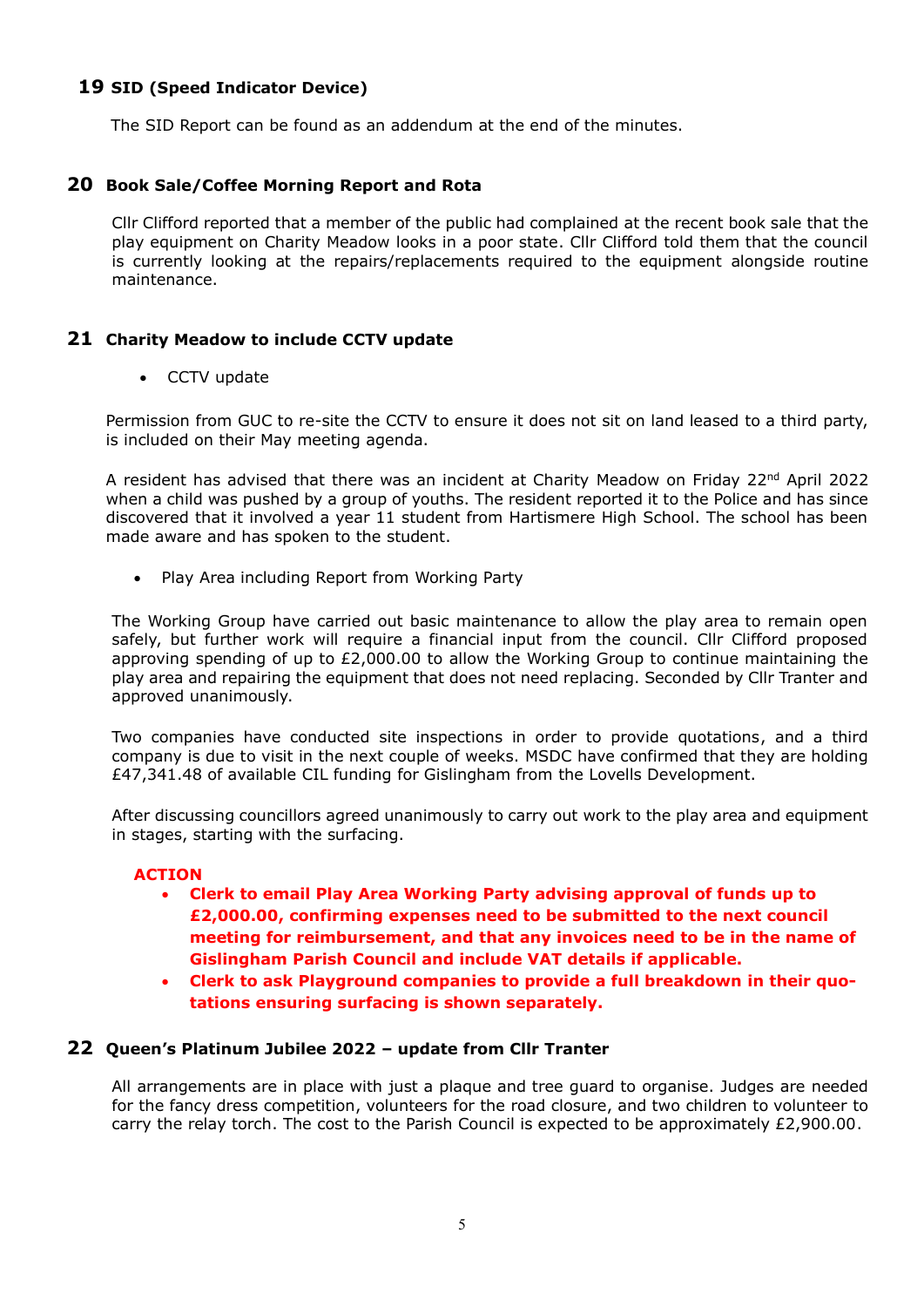## 19 SID (Speed Indicator Device)

The SID Report can be found as an addendum at the end of the minutes.

## 20 Book Sale/Coffee Morning Report and Rota

Cllr Clifford reported that a member of the public had complained at the recent book sale that the play equipment on Charity Meadow looks in a poor state. Cllr Clifford told them that the council is currently looking at the repairs/replacements required to the equipment alongside routine maintenance.

## 21 Charity Meadow to include CCTV update

- CCTV update

Permission from GUC to re-site the CCTV to ensure it does not sit on land leased to a third party, is included on their May meeting agenda.

A resident has advised that there was an incident at Charity Meadow on Friday 22nd April 2022 when a child was pushed by a group of youths. The resident reported it to the Police and has since discovered that it involved a year 11 student from Hartismere High School. The school has been made aware and has spoken to the student.

- Play Area including Report from Working Party

The Working Group have carried out basic maintenance to allow the play area to remain open safely, but further work will require a financial input from the council. Cllr Clifford proposed approving spending of up to £2,000.00 to allow the Working Group to continue maintaining the play area and repairing the equipment that does not need replacing. Seconded by Cllr Tranter and approved unanimously.

Two companies have conducted site inspections in order to provide quotations, and a third company is due to visit in the next couple of weeks. MSDC have confirmed that they are holding £47,341.48 of available CIL funding for Gislingham from the Lovells Development.

After discussing councillors agreed unanimously to carry out work to the play area and equipment in stages, starting with the surfacing.

**ACTION**

- **Clerk to email Play Area Working Party advising approval of funds up to £2,000.00, confirming expenses need to be submitted to the next council meeting for reimbursement, and that any invoices need to be in the name of Gislingham Parish Council and include VAT details if applicable.**
- **Clerk to ask Playground companies to provide a full breakdown in their quotations ensuring surfacing is shown separately.**

## 22 Queen's Platinum Jubilee 2022 – update from Cllr Tranter

All arrangements are in place with just a plaque and tree guard to organise. Judges are needed for the fancy dress competition, volunteers for the road closure, and two children to volunteer to carry the relay torch. The cost to the Parish Council is expected to be approximately £2,900.00.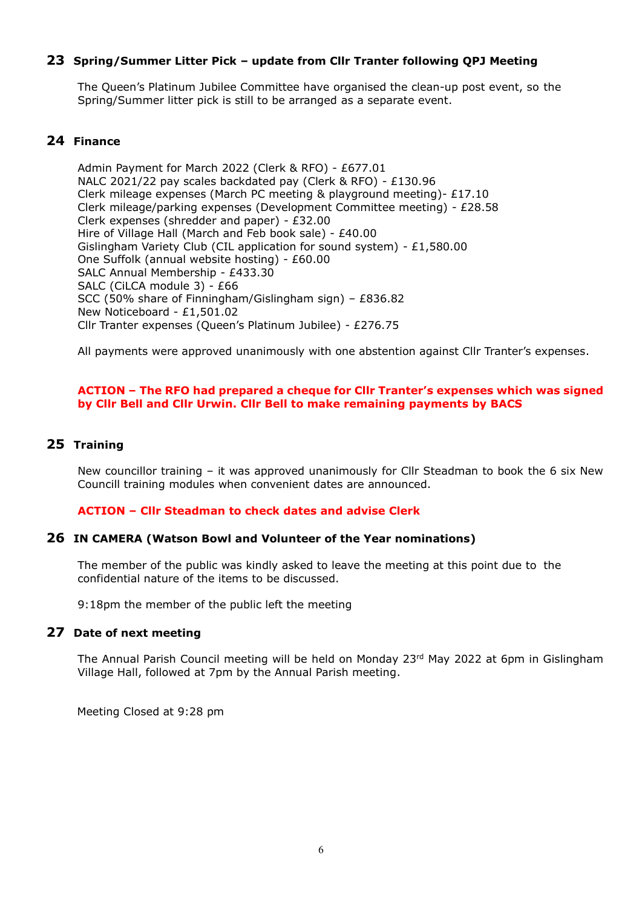## 23 Spring/Summer Litter Pick – update from Cllr Tranter following QPJ Meeting

The Queen's Platinum Jubilee Committee have organised the clean-up post event, so the Spring/Summer litter pick is still to be arranged as a separate event.

## 24 Finance

Admin Payment for March 2022 (Clerk & RFO) - £677.01
NALC 2021/22 pay scales backdated pay (Clerk & RFO) - £130.96
Clerk mileage expenses (March PC meeting & playground meeting)- £17.10
Clerk mileage/parking expenses (Development Committee meeting) - £28.58
Clerk expenses (shredder and paper) - £32.00
Hire of Village Hall (March and Feb book sale) - £40.00
Gislingham Variety Club (CIL application for sound system) - £1,580.00
One Suffolk (annual website hosting) - £60.00
SALC Annual Membership - £433.30
SALC (CiLCA module 3) - £66
SCC (50% share of Finningham/Gislingham sign) – £836.82
New Noticeboard - £1,501.02
Cllr Tranter expenses (Queen's Platinum Jubilee) - £276.75

All payments were approved unanimously with one abstention against Cllr Tranter's expenses.

**ACTION – The RFO had prepared a cheque for Cllr Tranter's expenses which was signed by Cllr Bell and Cllr Urwin. Cllr Bell to make remaining payments by BACS**

## 25 Training

New councillor training – it was approved unanimously for Cllr Steadman to book the 6 six New Councill training modules when convenient dates are announced.

**ACTION – Cllr Steadman to check dates and advise Clerk**

## 26 IN CAMERA (Watson Bowl and Volunteer of the Year nominations)

The member of the public was kindly asked to leave the meeting at this point due to the confidential nature of the items to be discussed.

9:18pm the member of the public left the meeting

## 27 Date of next meeting

The Annual Parish Council meeting will be held on Monday 23rd May 2022 at 6pm in Gislingham Village Hall, followed at 7pm by the Annual Parish meeting.

Meeting Closed at 9:28 pm